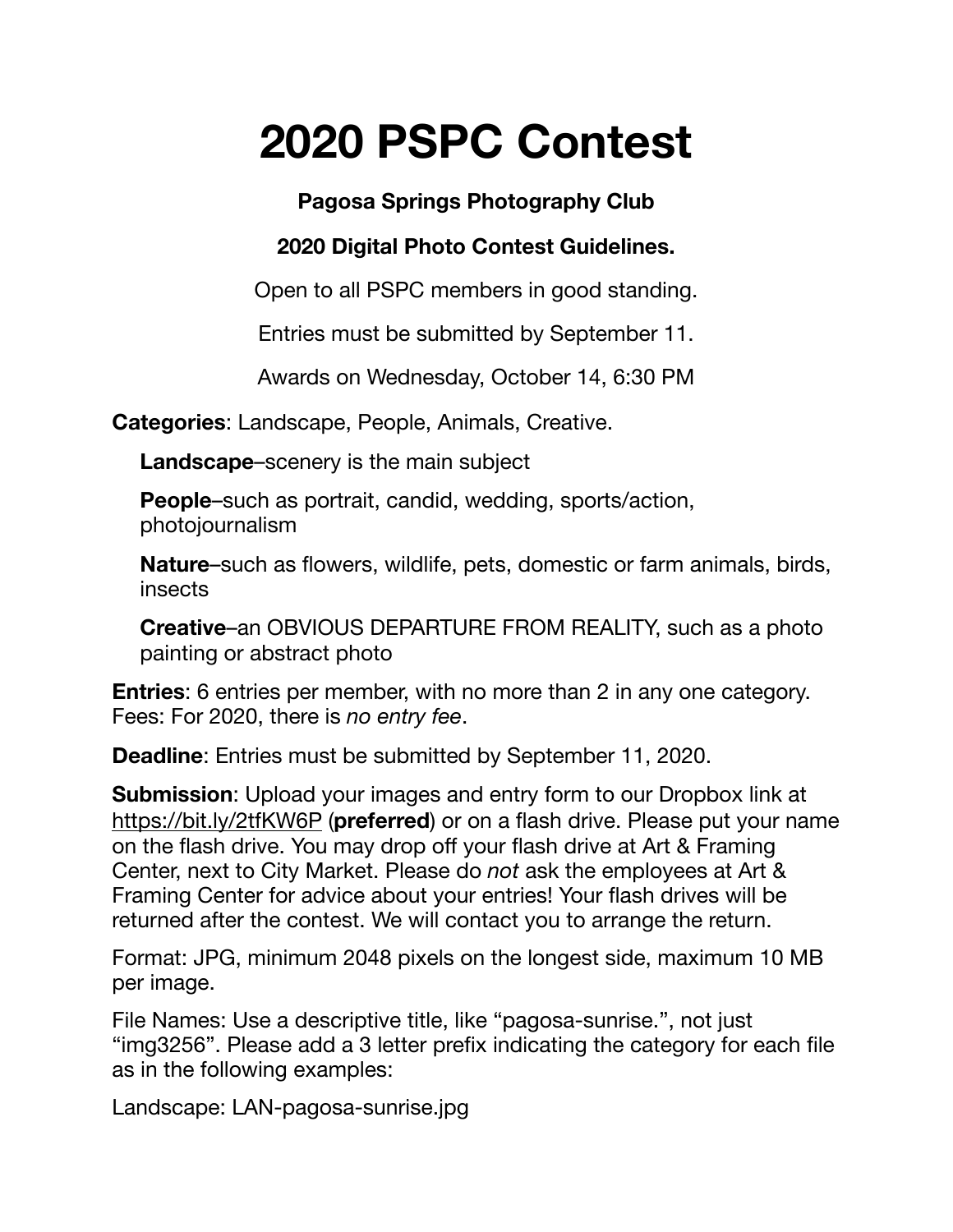# 2020 PSPC Contest

**Pagosa Springs Photography Club**

**2020 Digital Photo Contest Guidelines.**

Open to all PSPC members in good standing.

Entries must be submitted by September 11.

Awards on Wednesday, October 14, 6:30 PM

**Categories**: Landscape, People, Animals, Creative.

**Landscape**–scenery is the main subject

**People**–such as portrait, candid, wedding, sports/action, photojournalism

**Nature**–such as flowers, wildlife, pets, domestic or farm animals, birds, insects

**Creative**–an OBVIOUS DEPARTURE FROM REALITY, such as a photo painting or abstract photo

**Entries**: 6 entries per member, with no more than 2 in any one category. Fees: For 2020, there is *no entry fee*.

**Deadline**: Entries must be submitted by September 11, 2020.

**Submission**: Upload your images and entry form to our Dropbox link at https://bit.ly/2tfKW6P (**preferred**) or on a flash drive. Please put your name on the flash drive. You may drop off your flash drive at Art & Framing Center, next to City Market. Please do *not* ask the employees at Art & Framing Center for advice about your entries! Your flash drives will be returned after the contest. We will contact you to arrange the return.

Format: JPG, minimum 2048 pixels on the longest side, maximum 10 MB per image.

File Names: Use a descriptive title, like “pagosa-sunrise.”, not just “img3256”. Please add a 3 letter prefix indicating the category for each file as in the following examples:

Landscape: LAN-pagosa-sunrise.jpg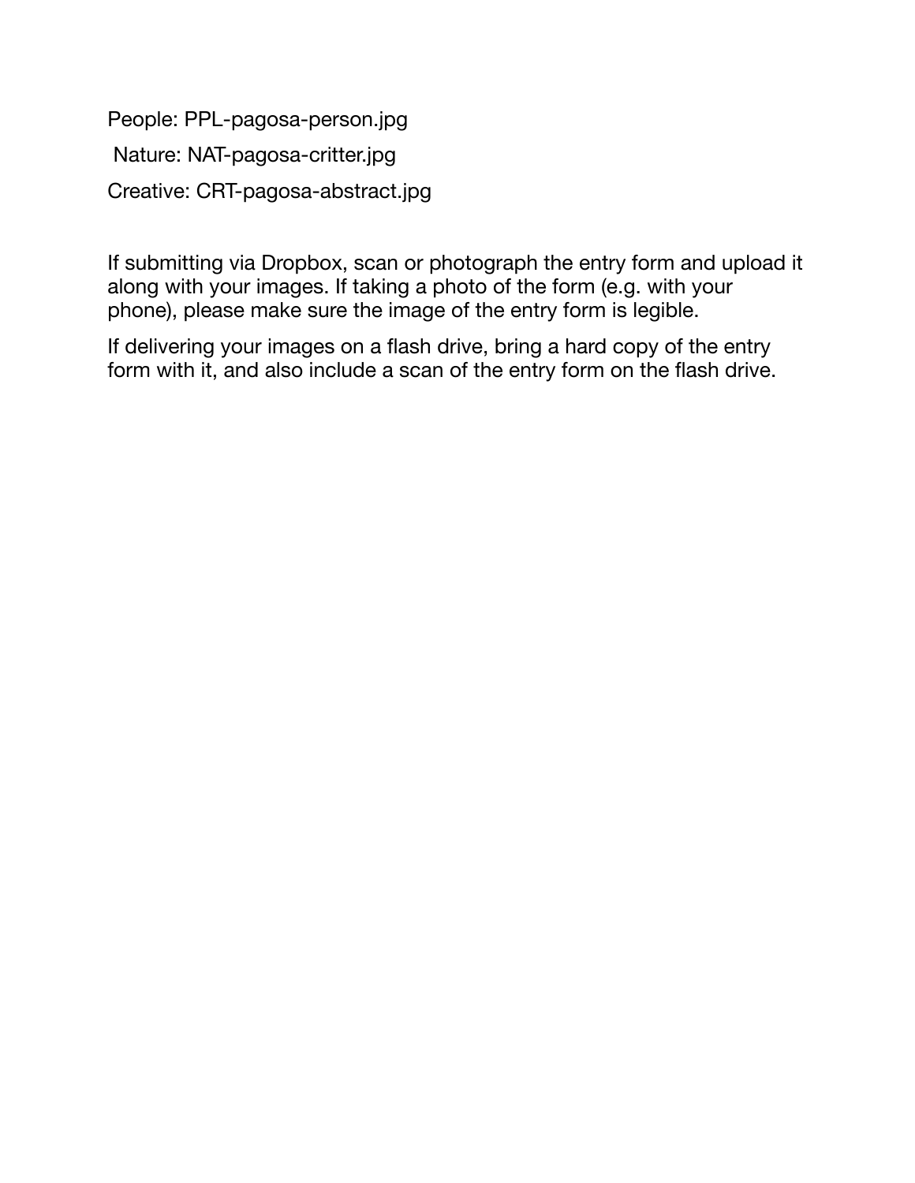People: PPL-pagosa-person.jpg

Nature: NAT-pagosa-critter.jpg

Creative: CRT-pagosa-abstract.jpg

If submitting via Dropbox, scan or photograph the entry form and upload it along with your images. If taking a photo of the form (e.g. with your phone), please make sure the image of the entry form is legible.

If delivering your images on a flash drive, bring a hard copy of the entry form with it, and also include a scan of the entry form on the flash drive.